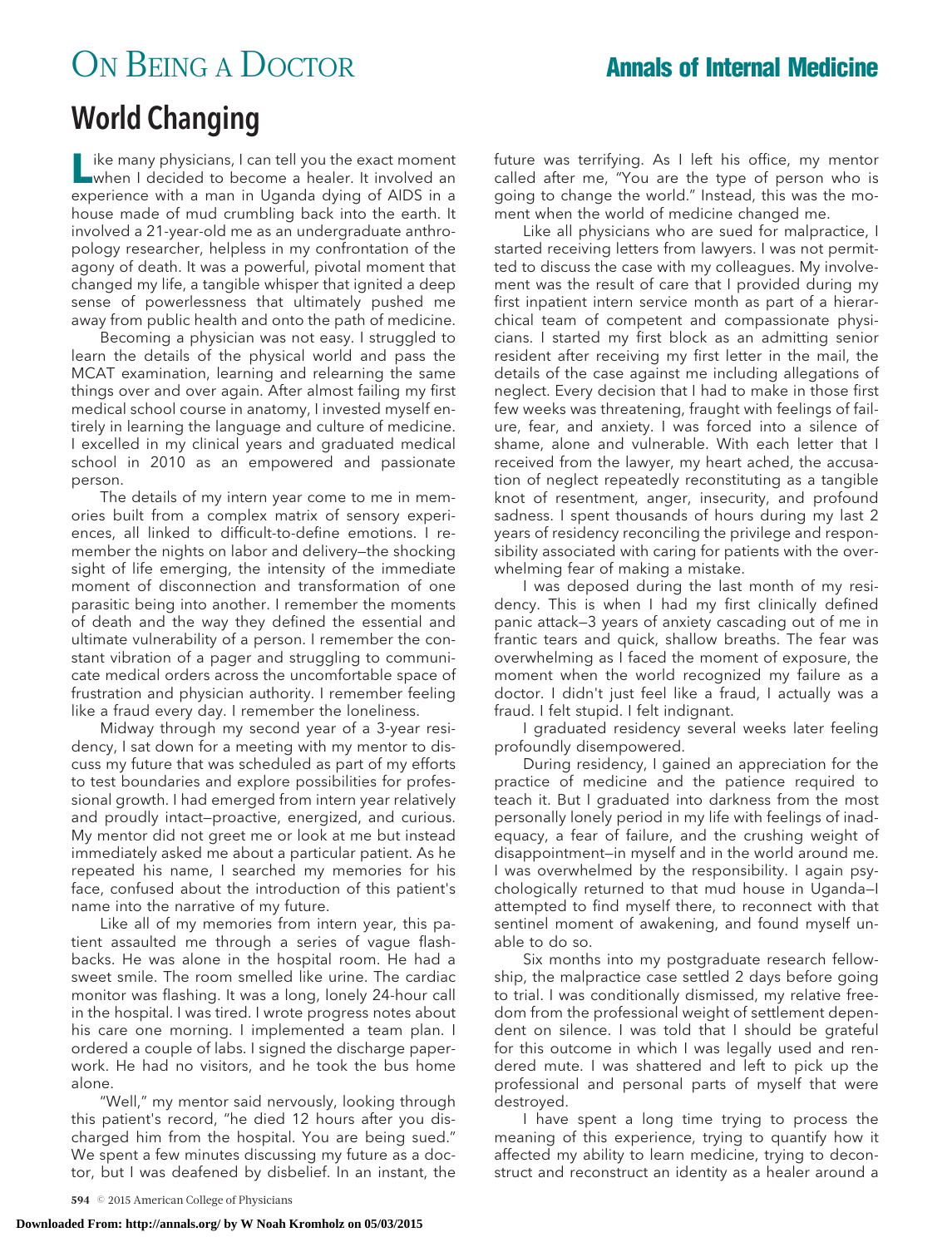# On Being a Doctor

## World Changing

Like many physicians, I can tell you the exact moment when I decided to become a healer. It involved an experience with a man in Uganda dying of AIDS in a house made of mud crumbling back into the earth. It involved a 21-year-old me as an undergraduate anthropology researcher, helpless in my confrontation of the agony of death. It was a powerful, pivotal moment that changed my life, a tangible whisper that ignited a deep sense of powerlessness that ultimately pushed me away from public health and onto the path of medicine.

Becoming a physician was not easy. I struggled to learn the details of the physical world and pass the MCAT examination, learning and relearning the same things over and over again. After almost failing my first medical school course in anatomy, I invested myself entirely in learning the language and culture of medicine. I excelled in my clinical years and graduated medical school in 2010 as an empowered and passionate person.

The details of my intern year come to me in memories built from a complex matrix of sensory experiences, all linked to difficult-to-define emotions. I remember the nights on labor and delivery—the shocking sight of life emerging, the intensity of the immediate moment of disconnection and transformation of one parasitic being into another. I remember the moments of death and the way they defined the essential and ultimate vulnerability of a person. I remember the constant vibration of a pager and struggling to communicate medical orders across the uncomfortable space of frustration and physician authority. I remember feeling like a fraud every day. I remember the loneliness.

Midway through my second year of a 3-year residency, I sat down for a meeting with my mentor to discuss my future that was scheduled as part of my efforts to test boundaries and explore possibilities for professional growth. I had emerged from intern year relatively and proudly intact—proactive, energized, and curious. My mentor did not greet me or look at me but instead immediately asked me about a particular patient. As he repeated his name, I searched my memories for his face, confused about the introduction of this patient's name into the narrative of my future.

Like all of my memories from intern year, this patient assaulted me through a series of vague flashbacks. He was alone in the hospital room. He had a sweet smile. The room smelled like urine. The cardiac monitor was flashing. It was a long, lonely 24-hour call in the hospital. I was tired. I wrote progress notes about his care one morning. I implemented a team plan. I ordered a couple of labs. I signed the discharge paperwork. He had no visitors, and he took the bus home alone.

"Well," my mentor said nervously, looking through this patient's record, "he died 12 hours after you discharged him from the hospital. You are being sued." We spent a few minutes discussing my future as a doctor, but I was deafened by disbelief. In an instant, the future was terrifying. As I left his office, my mentor called after me, "You are the type of person who is going to change the world." Instead, this was the moment when the world of medicine changed me.

Like all physicians who are sued for malpractice, I started receiving letters from lawyers. I was not permitted to discuss the case with my colleagues. My involvement was the result of care that I provided during my first inpatient intern service month as part of a hierarchical team of competent and compassionate physicians. I started my first block as an admitting senior resident after receiving my first letter in the mail, the details of the case against me including allegations of neglect. Every decision that I had to make in those first few weeks was threatening, fraught with feelings of failure, fear, and anxiety. I was forced into a silence of shame, alone and vulnerable. With each letter that I received from the lawyer, my heart ached, the accusation of neglect repeatedly reconstituting as a tangible knot of resentment, anger, insecurity, and profound sadness. I spent thousands of hours during my last 2 years of residency reconciling the privilege and responsibility associated with caring for patients with the overwhelming fear of making a mistake.

I was deposed during the last month of my residency. This is when I had my first clinically defined panic attack—3 years of anxiety cascading out of me in frantic tears and quick, shallow breaths. The fear was overwhelming as I faced the moment of exposure, the moment when the world recognized my failure as a doctor. I didn't just feel like a fraud, I actually was a fraud. I felt stupid. I felt indignant.

I graduated residency several weeks later feeling profoundly disempowered.

During residency, I gained an appreciation for the practice of medicine and the patience required to teach it. But I graduated into darkness from the most personally lonely period in my life with feelings of inadequacy, a fear of failure, and the crushing weight of disappointment—in myself and in the world around me. I was overwhelmed by the responsibility. I again psychologically returned to that mud house in Uganda—I attempted to find myself there, to reconnect with that sentinel moment of awakening, and found myself unable to do so.

Six months into my postgraduate research fellowship, the malpractice case settled 2 days before going to trial. I was conditionally dismissed, my relative freedom from the professional weight of settlement dependent on silence. I was told that I should be grateful for this outcome in which I was legally used and rendered mute. I was shattered and left to pick up the professional and personal parts of myself that were destroyed.

I have spent a long time trying to process the meaning of this experience, trying to quantify how it affected my ability to learn medicine, trying to deconstruct and reconstruct an identity as a healer around a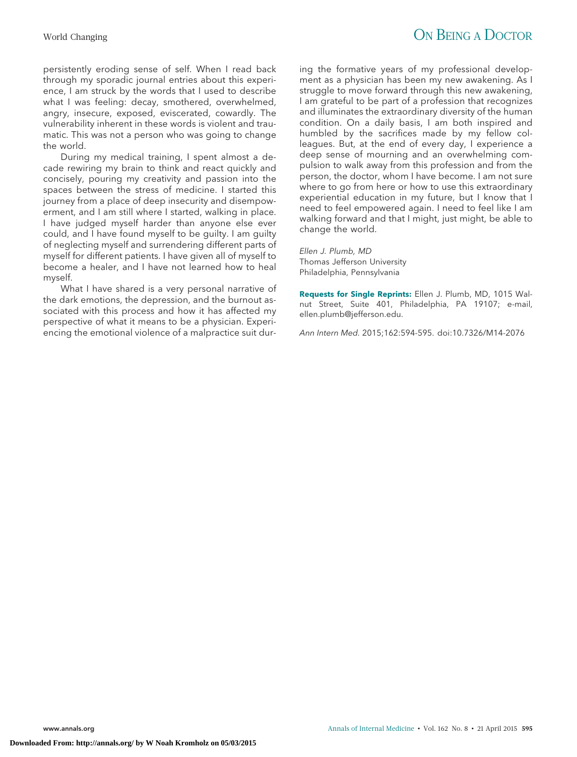persistently eroding sense of self. When I read back through my sporadic journal entries about this experience, I am struck by the words that I used to describe what I was feeling: decay, smothered, overwhelmed, angry, insecure, exposed, eviscerated, cowardly. The vulnerability inherent in these words is violent and traumatic. This was not a person who was going to change the world.

During my medical training, I spent almost a decade rewiring my brain to think and react quickly and concisely, pouring my creativity and passion into the spaces between the stress of medicine. I started this journey from a place of deep insecurity and disempowerment, and I am still where I started, walking in place. I have judged myself harder than anyone else ever could, and I have found myself to be guilty. I am guilty of neglecting myself and surrendering different parts of myself for different patients. I have given all of myself to become a healer, and I have not learned how to heal myself.

What I have shared is a very personal narrative of the dark emotions, the depression, and the burnout associated with this process and how it has affected my perspective of what it means to be a physician. Experiencing the emotional violence of a malpractice suit during the formative years of my professional development as a physician has been my new awakening. As I struggle to move forward through this new awakening, I am grateful to be part of a profession that recognizes and illuminates the extraordinary diversity of the human condition. On a daily basis, I am both inspired and humbled by the sacrifices made by my fellow colleagues. But, at the end of every day, I experience a deep sense of mourning and an overwhelming compulsion to walk away from this profession and from the person, the doctor, whom I have become. I am not sure where to go from here or how to use this extraordinary experiential education in my future, but I know that I need to feel empowered again. I need to feel like I am walking forward and that I might, just might, be able to change the world.

*Ellen J. Plumb, MD*
Thomas Jefferson University
Philadelphia, Pennsylvania

**Requests for Single Reprints:** Ellen J. Plumb, MD, 1015 Walnut Street, Suite 401, Philadelphia, PA 19107; e-mail, ellen.plumb@jefferson.edu.

*Ann Intern Med.* 2015;162:594-595. doi:10.7326/M14-2076